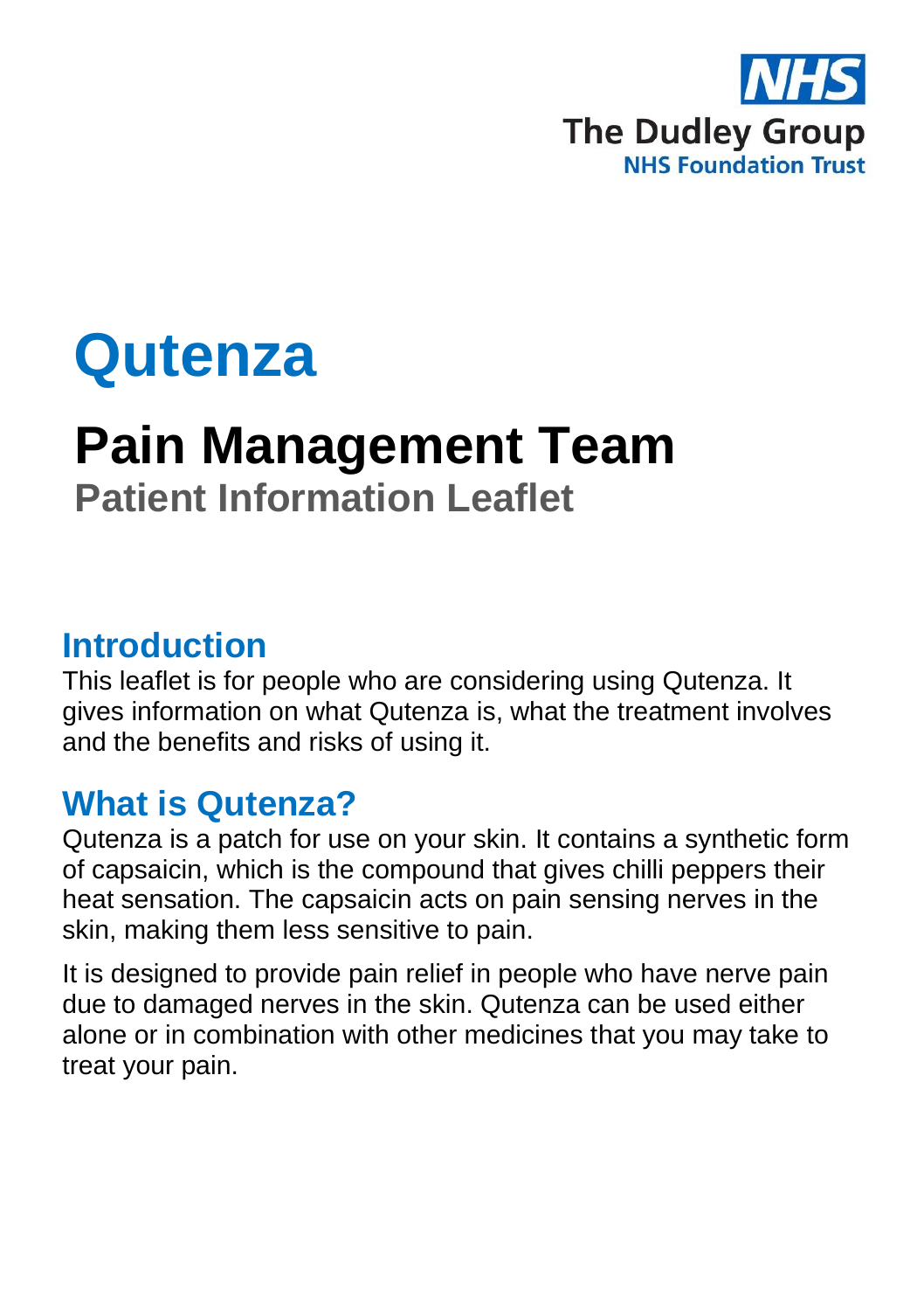NHS
The Dudley Group
NHS Foundation Trust

# Qutenza

## Pain Management Team

**Patient Information Leaflet**

## Introduction

This leaflet is for people who are considering using Qutenza. It gives information on what Qutenza is, what the treatment involves and the benefits and risks of using it.

## What is Qutenza?

Qutenza is a patch for use on your skin. It contains a synthetic form of capsaicin, which is the compound that gives chilli peppers their heat sensation. The capsaicin acts on pain sensing nerves in the skin, making them less sensitive to pain.

It is designed to provide pain relief in people who have nerve pain due to damaged nerves in the skin. Qutenza can be used either alone or in combination with other medicines that you may take to treat your pain.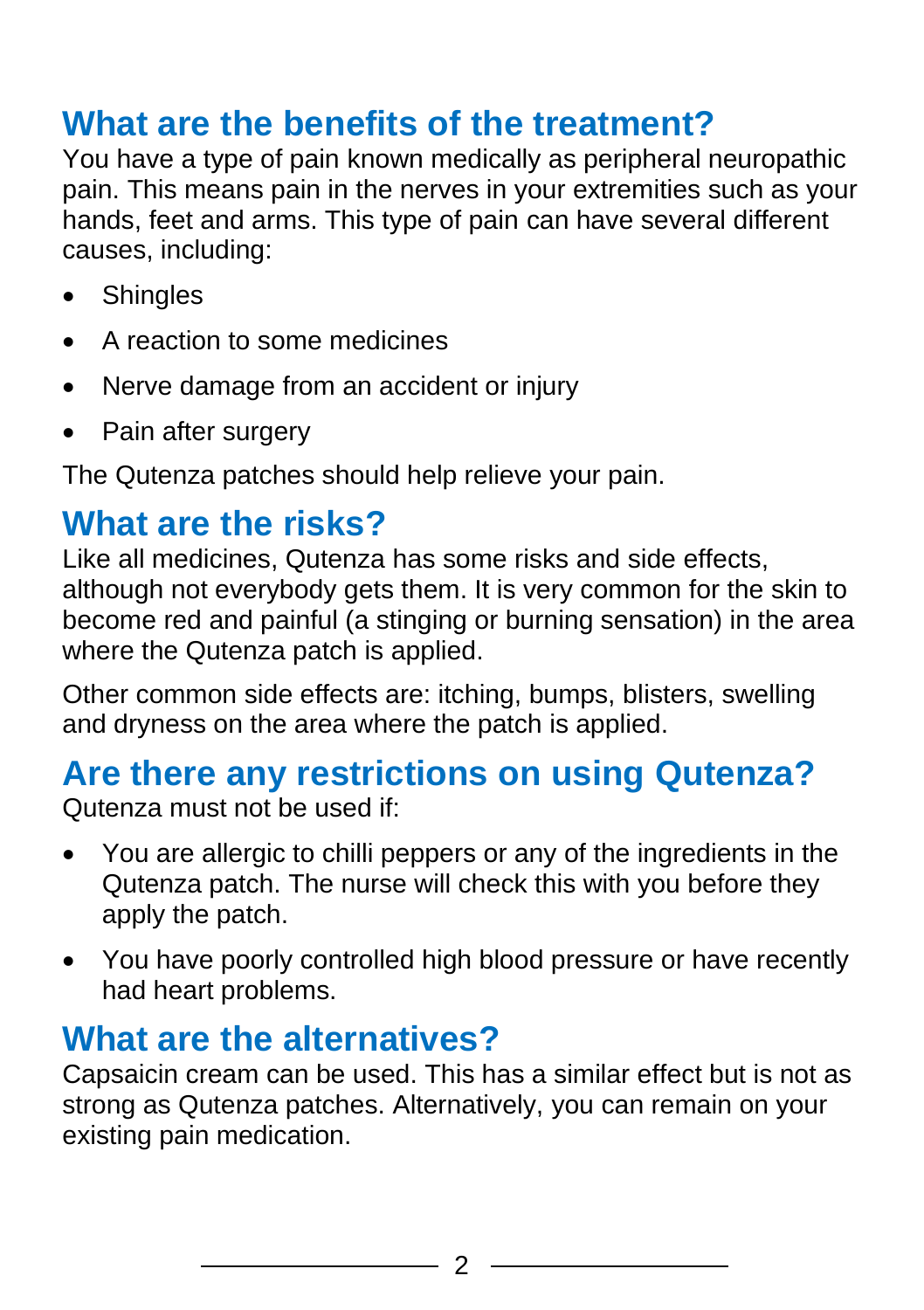## What are the benefits of the treatment?

You have a type of pain known medically as peripheral neuropathic pain. This means pain in the nerves in your extremities such as your hands, feet and arms. This type of pain can have several different causes, including:

- Shingles
- A reaction to some medicines
- Nerve damage from an accident or injury
- Pain after surgery

The Qutenza patches should help relieve your pain.

## What are the risks?

Like all medicines, Qutenza has some risks and side effects, although not everybody gets them. It is very common for the skin to become red and painful (a stinging or burning sensation) in the area where the Qutenza patch is applied.

Other common side effects are: itching, bumps, blisters, swelling and dryness on the area where the patch is applied.

## Are there any restrictions on using Qutenza?

Qutenza must not be used if:

- You are allergic to chilli peppers or any of the ingredients in the Qutenza patch. The nurse will check this with you before they apply the patch.
- You have poorly controlled high blood pressure or have recently had heart problems.

## What are the alternatives?

Capsaicin cream can be used. This has a similar effect but is not as strong as Qutenza patches. Alternatively, you can remain on your existing pain medication.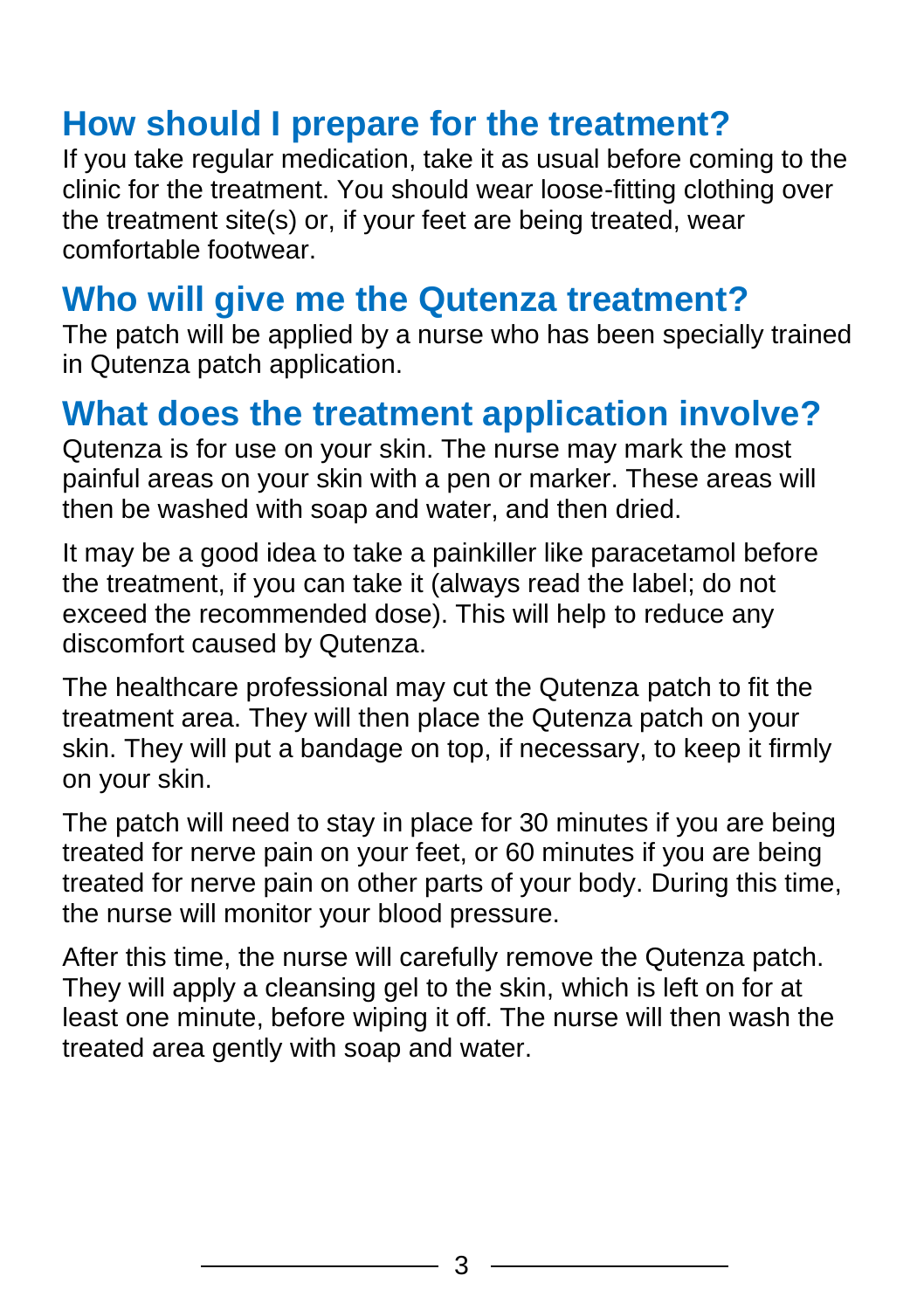## How should I prepare for the treatment?

If you take regular medication, take it as usual before coming to the clinic for the treatment. You should wear loose-fitting clothing over the treatment site(s) or, if your feet are being treated, wear comfortable footwear.

## Who will give me the Qutenza treatment?

The patch will be applied by a nurse who has been specially trained in Qutenza patch application.

## What does the treatment application involve?

Qutenza is for use on your skin. The nurse may mark the most painful areas on your skin with a pen or marker. These areas will then be washed with soap and water, and then dried.

It may be a good idea to take a painkiller like paracetamol before the treatment, if you can take it (always read the label; do not exceed the recommended dose). This will help to reduce any discomfort caused by Qutenza.

The healthcare professional may cut the Qutenza patch to fit the treatment area. They will then place the Qutenza patch on your skin. They will put a bandage on top, if necessary, to keep it firmly on your skin.

The patch will need to stay in place for 30 minutes if you are being treated for nerve pain on your feet, or 60 minutes if you are being treated for nerve pain on other parts of your body. During this time, the nurse will monitor your blood pressure.

After this time, the nurse will carefully remove the Qutenza patch. They will apply a cleansing gel to the skin, which is left on for at least one minute, before wiping it off. The nurse will then wash the treated area gently with soap and water.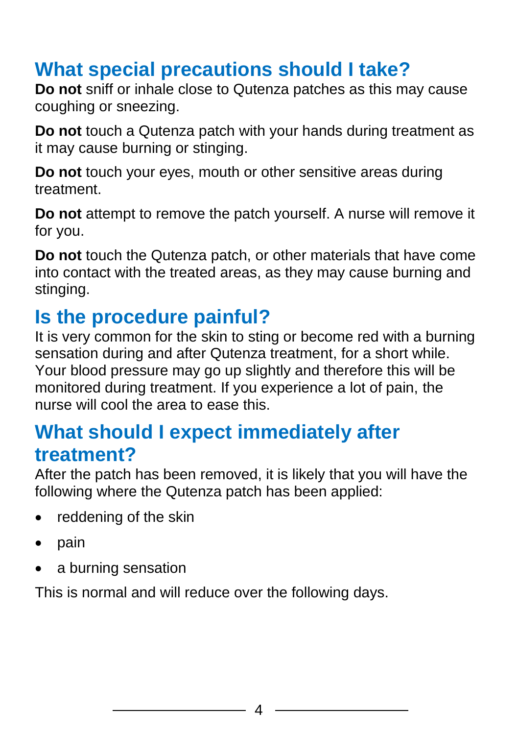## What special precautions should I take?

**Do not** sniff or inhale close to Qutenza patches as this may cause coughing or sneezing.

**Do not** touch a Qutenza patch with your hands during treatment as it may cause burning or stinging.

**Do not** touch your eyes, mouth or other sensitive areas during treatment.

**Do not** attempt to remove the patch yourself. A nurse will remove it for you.

**Do not** touch the Qutenza patch, or other materials that have come into contact with the treated areas, as they may cause burning and stinging.

## Is the procedure painful?

It is very common for the skin to sting or become red with a burning sensation during and after Qutenza treatment, for a short while. Your blood pressure may go up slightly and therefore this will be monitored during treatment. If you experience a lot of pain, the nurse will cool the area to ease this.

## What should I expect immediately after treatment?

After the patch has been removed, it is likely that you will have the following where the Qutenza patch has been applied:

- reddening of the skin
- pain
- a burning sensation

This is normal and will reduce over the following days.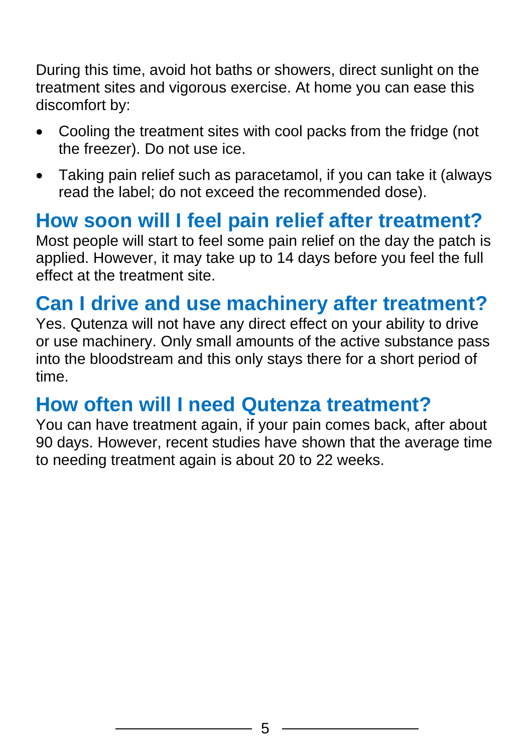During this time, avoid hot baths or showers, direct sunlight on the treatment sites and vigorous exercise. At home you can ease this discomfort by:

- Cooling the treatment sites with cool packs from the fridge (not the freezer). Do not use ice.
- Taking pain relief such as paracetamol, if you can take it (always read the label; do not exceed the recommended dose).

## How soon will I feel pain relief after treatment?

Most people will start to feel some pain relief on the day the patch is applied. However, it may take up to 14 days before you feel the full effect at the treatment site.

## Can I drive and use machinery after treatment?

Yes. Qutenza will not have any direct effect on your ability to drive or use machinery. Only small amounts of the active substance pass into the bloodstream and this only stays there for a short period of time.

## How often will I need Qutenza treatment?

You can have treatment again, if your pain comes back, after about 90 days. However, recent studies have shown that the average time to needing treatment again is about 20 to 22 weeks.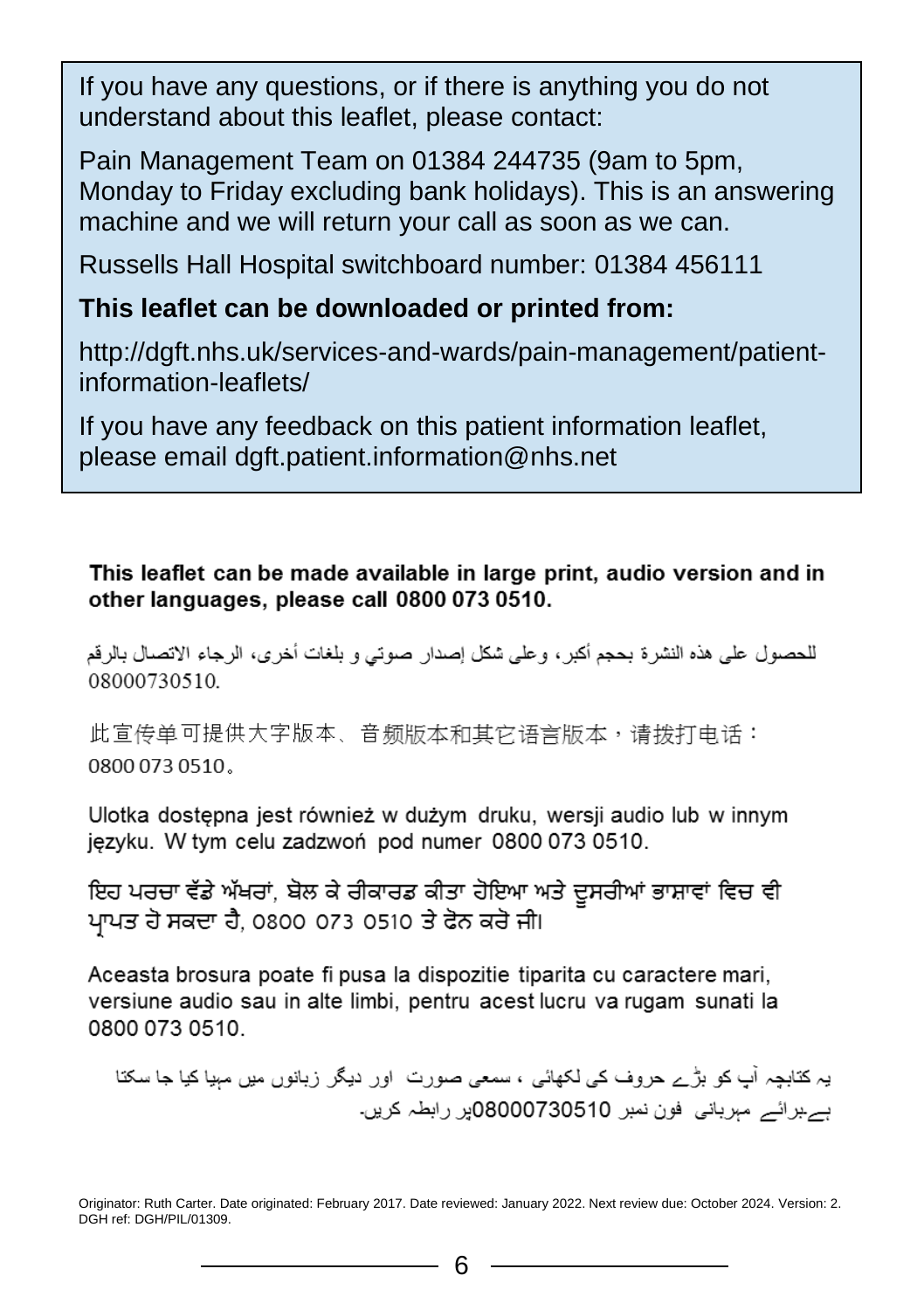If you have any questions, or if there is anything you do not understand about this leaflet, please contact:

Pain Management Team on 01384 244735 (9am to 5pm, Monday to Friday excluding bank holidays). This is an answering machine and we will return your call as soon as we can.

Russells Hall Hospital switchboard number: 01384 456111

**This leaflet can be downloaded or printed from:**

http://dgft.nhs.uk/services-and-wards/pain-management/patient-information-leaflets/

If you have any feedback on this patient information leaflet, please email dgft.patient.information@nhs.net

**This leaflet can be made available in large print, audio version and in other languages, please call 0800 073 0510.**

للحصول على هذه النشرة بحجم أكبر، وعلى شكل إصدار صوتي و بلغات أخرى، الرجاء الاتصال بالرقم 08000730510.

此宣传单可提供大字版本、音频版本和其它语言版本，请拨打电话：0800 073 0510。

Ulotka dostępna jest również w dużym druku, wersji audio lub w innym języku. W tym celu zadzwoń pod numer 0800 073 0510.

ਇਹ ਪਰਚਾ ਵੱਡੇ ਅੱਖਰਾਂ, ਬੋਲ ਕੇ ਰੀਕਾਰਡ ਕੀਤਾ ਹੋਇਆ ਅਤੇ ਦੂਸਰੀਆਂ ਭਾਸ਼ਾਵਾਂ ਵਿਚ ਵੀ ਪ੍ਰਾਪਤ ਹੋ ਸਕਦਾ ਹੈ, 0800 073 0510 ਤੇ ਫੋਨ ਕਰੋ ਜੀ।

Aceasta brosura poate fi pusa la dispozitie tiparita cu caractere mari, versiune audio sau in alte limbi, pentru acest lucru va rugam sunati la 0800 073 0510.

یہ کتابچہ آپ کو بڑے حروف کی لکھائی ، سمعی صورت اور دیگر زبانوں میں مہیا کیا جا سکتا ہے-برائے مہربانی فون نمبر 08000730510پر رابطہ کریں-

Originator: Ruth Carter. Date originated: February 2017. Date reviewed: January 2022. Next review due: October 2024. Version: 2. DGH ref: DGH/PIL/01309.